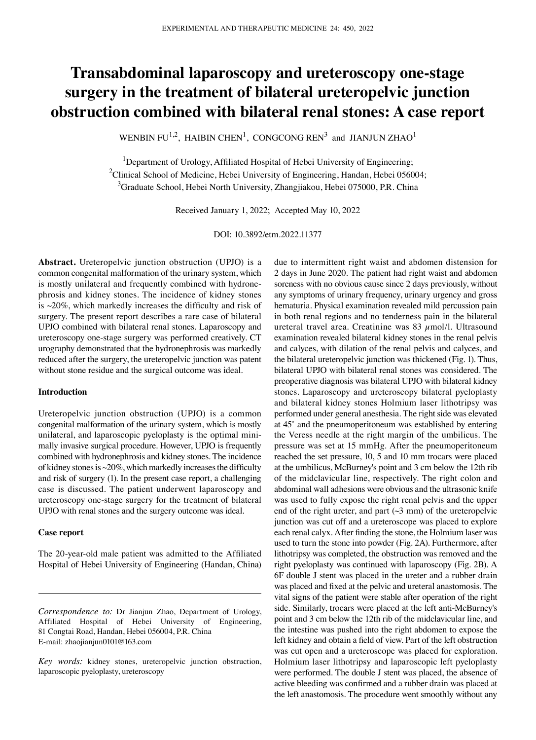# Transabdominal laparoscopy and ureteroscopy one-stage surgery in the treatment of bilateral ureteropelvic junction obstruction combined with bilateral renal stones: A case report

WENBIN FU[1,2], HAIBIN CHEN[1], CONGCONG REN[3] and JIANJUN ZHAO[1]

[1]Department of Urology, Affiliated Hospital of Hebei University of Engineering; [2]Clinical School of Medicine, Hebei University of Engineering, Handan, Hebei 056004; [3]Graduate School, Hebei North University, Zhangjiakou, Hebei 075000, P.R. China

Received January 1, 2022; Accepted May 10, 2022

DOI: 10.3892/etm.2022.11377

**Abstract.** Ureteropelvic junction obstruction (UPJO) is a common congenital malformation of the urinary system, which is mostly unilateral and frequently combined with hydronephrosis and kidney stones. The incidence of kidney stones is ~20%, which markedly increases the difficulty and risk of surgery. The present report describes a rare case of bilateral UPJO combined with bilateral renal stones. Laparoscopy and ureteroscopy one-stage surgery was performed creatively. CT urography demonstrated that the hydronephrosis was markedly reduced after the surgery, the ureteropelvic junction was patent without stone residue and the surgical outcome was ideal.

## Introduction

Ureteropelvic junction obstruction (UPJO) is a common congenital malformation of the urinary system, which is mostly unilateral, and laparoscopic pyeloplasty is the optimal minimally invasive surgical procedure. However, UPJO is frequently combined with hydronephrosis and kidney stones. The incidence of kidney stones is ~20%, which markedly increases the difficulty and risk of surgery (1). In the present case report, a challenging case is discussed. The patient underwent laparoscopy and ureteroscopy one-stage surgery for the treatment of bilateral UPJO with renal stones and the surgery outcome was ideal.

## Case report

The 20-year-old male patient was admitted to the Affiliated Hospital of Hebei University of Engineering (Handan, China) due to intermittent right waist and abdomen distension for 2 days in June 2020. The patient had right waist and abdomen soreness with no obvious cause since 2 days previously, without any symptoms of urinary frequency, urinary urgency and gross hematuria. Physical examination revealed mild percussion pain in both renal regions and no tenderness pain in the bilateral ureteral travel area. Creatinine was 83 $\mu$mol/l. Ultrasound examination revealed bilateral kidney stones in the renal pelvis and calyces, with dilation of the renal pelvis and calyces, and the bilateral ureteropelvic junction was thickened (Fig. 1). Thus, bilateral UPJO with bilateral renal stones was considered. The preoperative diagnosis was bilateral UPJO with bilateral kidney stones. Laparoscopy and ureteroscopy bilateral pyeloplasty and bilateral kidney stones Holmium laser lithotripsy was performed under general anesthesia. The right side was elevated at 45˚ and the pneumoperitoneum was established by entering the Veress needle at the right margin of the umbilicus. The pressure was set at 15 mmHg. After the pneumoperitoneum reached the set pressure, 10, 5 and 10 mm trocars were placed at the umbilicus, McBurney's point and 3 cm below the 12th rib of the midclavicular line, respectively. The right colon and abdominal wall adhesions were obvious and the ultrasonic knife was used to fully expose the right renal pelvis and the upper end of the right ureter, and part (~3 mm) of the ureteropelvic junction was cut off and a ureteroscope was placed to explore each renal calyx. After finding the stone, the Holmium laser was used to turn the stone into powder (Fig. 2A). Furthermore, after lithotripsy was completed, the obstruction was removed and the right pyeloplasty was continued with laparoscopy (Fig. 2B). A 6F double J stent was placed in the ureter and a rubber drain was placed and fixed at the pelvic and ureteral anastomosis. The vital signs of the patient were stable after operation of the right side. Similarly, trocars were placed at the left anti-McBurney's point and 3 cm below the 12th rib of the midclavicular line, and the intestine was pushed into the right abdomen to expose the left kidney and obtain a field of view. Part of the left obstruction was cut open and a ureteroscope was placed for exploration. Holmium laser lithotripsy and laparoscopic left pyeloplasty were performed. The double J stent was placed, the absence of active bleeding was confirmed and a rubber drain was placed at the left anastomosis. The procedure went smoothly without any

*Correspondence to:* Dr Jianjun Zhao, Department of Urology, Affiliated Hospital of Hebei University of Engineering, 81 Congtai Road, Handan, Hebei 056004, P.R. China
E-mail: zhaojianjun0101@163.com

*Key words:* kidney stones, ureteropelvic junction obstruction, laparoscopic pyeloplasty, ureteroscopy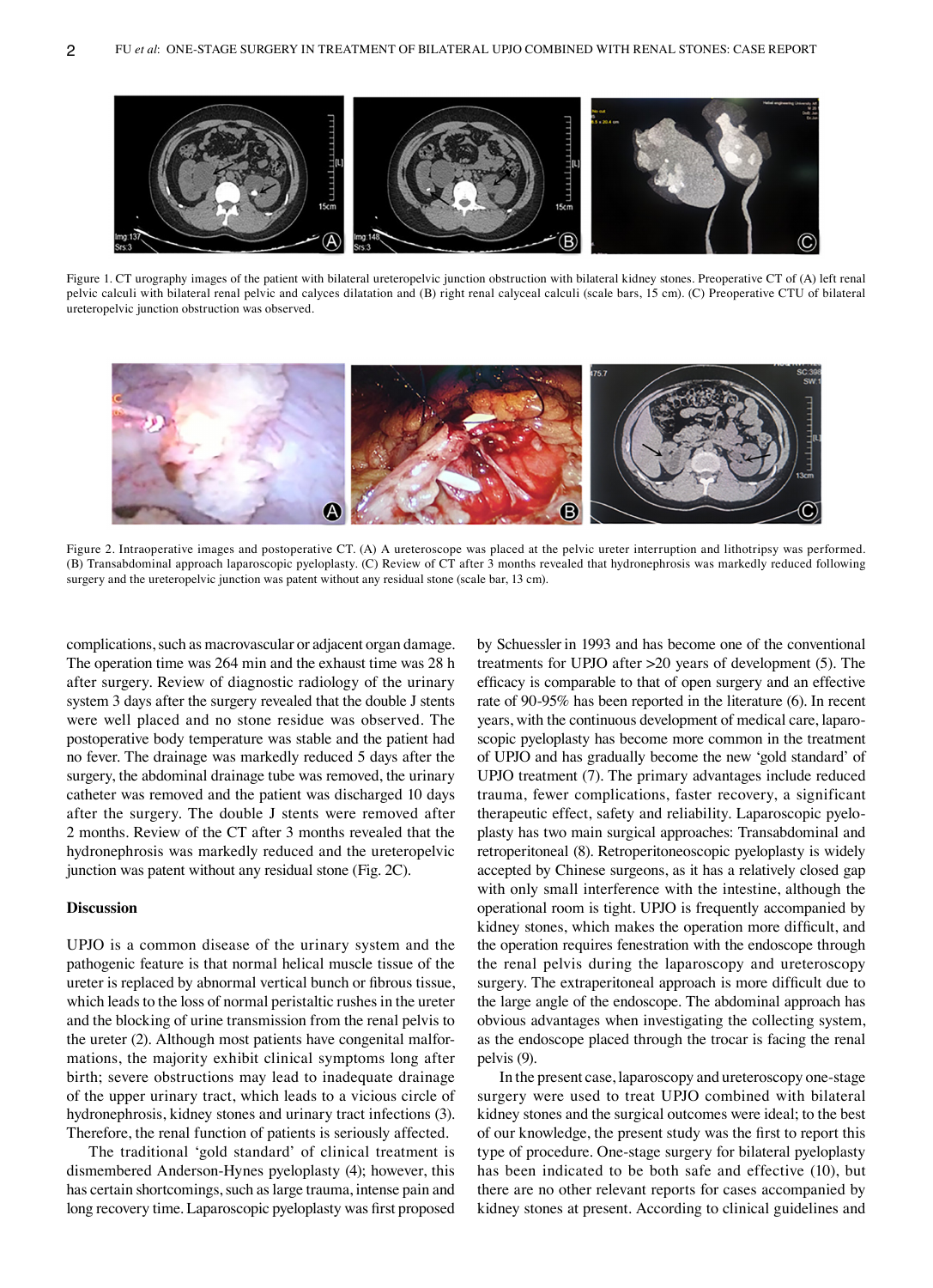Figure 1. CT urography images of the patient with bilateral ureteropelvic junction obstruction with bilateral kidney stones. Preoperative CT of (A) left renal pelvic calculi with bilateral renal pelvic and calyces dilatation and (B) right renal calyceal calculi (scale bars, 15 cm). (C) Preoperative CTU of bilateral ureteropelvic junction obstruction was observed.

Figure 2. Intraoperative images and postoperative CT. (A) A ureteroscope was placed at the pelvic ureter interruption and lithotripsy was performed. (B) Transabdominal approach laparoscopic pyeloplasty. (C) Review of CT after 3 months revealed that hydronephrosis was markedly reduced following surgery and the ureteropelvic junction was patent without any residual stone (scale bar, 13 cm).

complications, such as macrovascular or adjacent organ damage. The operation time was 264 min and the exhaust time was 28 h after surgery. Review of diagnostic radiology of the urinary system 3 days after the surgery revealed that the double J stents were well placed and no stone residue was observed. The postoperative body temperature was stable and the patient had no fever. The drainage was markedly reduced 5 days after the surgery, the abdominal drainage tube was removed, the urinary catheter was removed and the patient was discharged 10 days after the surgery. The double J stents were removed after 2 months. Review of the CT after 3 months revealed that the hydronephrosis was markedly reduced and the ureteropelvic junction was patent without any residual stone (Fig. 2C).

## Discussion

UPJO is a common disease of the urinary system and the pathogenic feature is that normal helical muscle tissue of the ureter is replaced by abnormal vertical bunch or fibrous tissue, which leads to the loss of normal peristaltic rushes in the ureter and the blocking of urine transmission from the renal pelvis to the ureter (2). Although most patients have congenital malformations, the majority exhibit clinical symptoms long after birth; severe obstructions may lead to inadequate drainage of the upper urinary tract, which leads to a vicious circle of hydronephrosis, kidney stones and urinary tract infections (3). Therefore, the renal function of patients is seriously affected.

The traditional 'gold standard' of clinical treatment is dismembered Anderson-Hynes pyeloplasty (4); however, this has certain shortcomings, such as large trauma, intense pain and long recovery time. Laparoscopic pyeloplasty was first proposed by Schuessler in 1993 and has become one of the conventional treatments for UPJO after >20 years of development (5). The efficacy is comparable to that of open surgery and an effective rate of 90-95% has been reported in the literature (6). In recent years, with the continuous development of medical care, laparoscopic pyeloplasty has become more common in the treatment of UPJO and has gradually become the new 'gold standard' of UPJO treatment (7). The primary advantages include reduced trauma, fewer complications, faster recovery, a significant therapeutic effect, safety and reliability. Laparoscopic pyeloplasty has two main surgical approaches: Transabdominal and retroperitoneal (8). Retroperitoneoscopic pyeloplasty is widely accepted by Chinese surgeons, as it has a relatively closed gap with only small interference with the intestine, although the operational room is tight. UPJO is frequently accompanied by kidney stones, which makes the operation more difficult, and the operation requires fenestration with the endoscope through the renal pelvis during the laparoscopy and ureteroscopy surgery. The extraperitoneal approach is more difficult due to the large angle of the endoscope. The abdominal approach has obvious advantages when investigating the collecting system, as the endoscope placed through the trocar is facing the renal pelvis (9).

In the present case, laparoscopy and ureteroscopy one-stage surgery were used to treat UPJO combined with bilateral kidney stones and the surgical outcomes were ideal; to the best of our knowledge, the present study was the first to report this type of procedure. One-stage surgery for bilateral pyeloplasty has been indicated to be both safe and effective (10), but there are no other relevant reports for cases accompanied by kidney stones at present. According to clinical guidelines and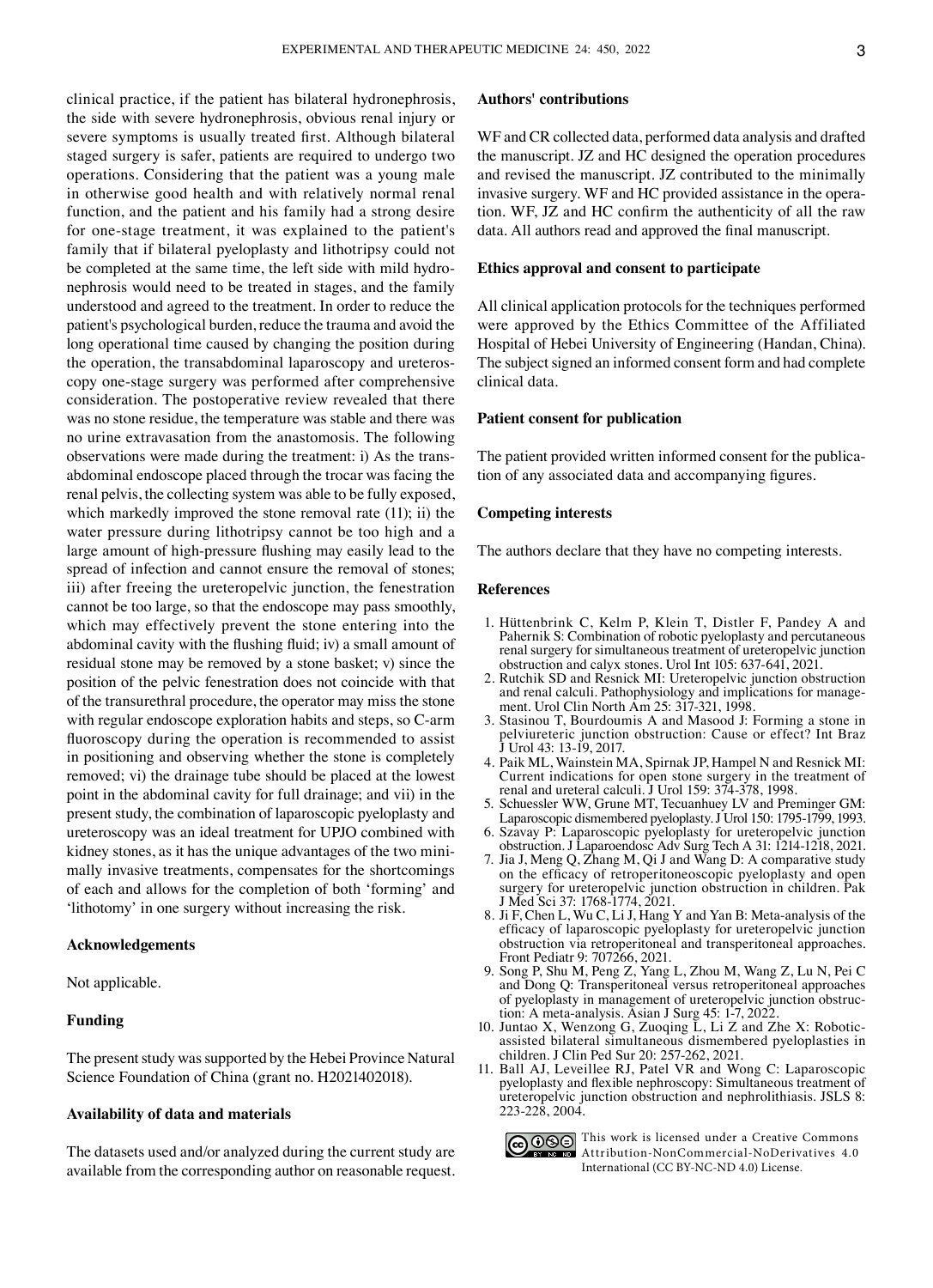clinical practice, if the patient has bilateral hydronephrosis, the side with severe hydronephrosis, obvious renal injury or severe symptoms is usually treated first. Although bilateral staged surgery is safer, patients are required to undergo two operations. Considering that the patient was a young male in otherwise good health and with relatively normal renal function, and the patient and his family had a strong desire for one-stage treatment, it was explained to the patient's family that if bilateral pyeloplasty and lithotripsy could not be completed at the same time, the left side with mild hydronephrosis would need to be treated in stages, and the family understood and agreed to the treatment. In order to reduce the patient's psychological burden, reduce the trauma and avoid the long operational time caused by changing the position during the operation, the transabdominal laparoscopy and ureteroscopy one-stage surgery was performed after comprehensive consideration. The postoperative review revealed that there was no stone residue, the temperature was stable and there was no urine extravasation from the anastomosis. The following observations were made during the treatment: i) As the transabdominal endoscope placed through the trocar was facing the renal pelvis, the collecting system was able to be fully exposed, which markedly improved the stone removal rate (11); ii) the water pressure during lithotripsy cannot be too high and a large amount of high-pressure flushing may easily lead to the spread of infection and cannot ensure the removal of stones; iii) after freeing the ureteropelvic junction, the fenestration cannot be too large, so that the endoscope may pass smoothly, which may effectively prevent the stone entering into the abdominal cavity with the flushing fluid; iv) a small amount of residual stone may be removed by a stone basket; v) since the position of the pelvic fenestration does not coincide with that of the transurethral procedure, the operator may miss the stone with regular endoscope exploration habits and steps, so C-arm fluoroscopy during the operation is recommended to assist in positioning and observing whether the stone is completely removed; vi) the drainage tube should be placed at the lowest point in the abdominal cavity for full drainage; and vii) in the present study, the combination of laparoscopic pyeloplasty and ureteroscopy was an ideal treatment for UPJO combined with kidney stones, as it has the unique advantages of the two minimally invasive treatments, compensates for the shortcomings of each and allows for the completion of both 'forming' and 'lithotomy' in one surgery without increasing the risk.

## Acknowledgements

Not applicable.

## Funding

The present study was supported by the Hebei Province Natural Science Foundation of China (grant no. H2021402018).

## Availability of data and materials

The datasets used and/or analyzed during the current study are available from the corresponding author on reasonable request.

## Authors' contributions

WF and CR collected data, performed data analysis and drafted the manuscript. JZ and HC designed the operation procedures and revised the manuscript. JZ contributed to the minimally invasive surgery. WF and HC provided assistance in the operation. WF, JZ and HC confirm the authenticity of all the raw data. All authors read and approved the final manuscript.

## Ethics approval and consent to participate

All clinical application protocols for the techniques performed were approved by the Ethics Committee of the Affiliated Hospital of Hebei University of Engineering (Handan, China). The subject signed an informed consent form and had complete clinical data.

## Patient consent for publication

The patient provided written informed consent for the publication of any associated data and accompanying figures.

## Competing interests

The authors declare that they have no competing interests.

## References

1. Hüttenbrink C, Kelm P, Klein T, Distler F, Pandey A and Pahernik S: Combination of robotic pyeloplasty and percutaneous renal surgery for simultaneous treatment of ureteropelvic junction obstruction and calyx stones. Urol Int 105: 637-641, 2021.
2. Rutchik SD and Resnick MI: Ureteropelvic junction obstruction and renal calculi. Pathophysiology and implications for management. Urol Clin North Am 25: 317-321, 1998.
3. Stasinou T, Bourdoumis A and Masood J: Forming a stone in pelviureteric junction obstruction: Cause or effect? Int Braz J Urol 43: 13-19, 2017.
4. Paik ML, Wainstein MA, Spirnak JP, Hampel N and Resnick MI: Current indications for open stone surgery in the treatment of renal and ureteral calculi. J Urol 159: 374-378, 1998.
5. Schuessler WW, Grune MT, Tecuanhuey LV and Preminger GM: Laparoscopic dismembered pyeloplasty. J Urol 150: 1795-1799, 1993.
6. Szavay P: Laparoscopic pyeloplasty for ureteropelvic junction obstruction. J Laparoendosc Adv Surg Tech A 31: 1214-1218, 2021.
7. Jia J, Meng Q, Zhang M, Qi J and Wang D: A comparative study on the efficacy of retroperitoneoscopic pyeloplasty and open surgery for ureteropelvic junction obstruction in children. Pak J Med Sci 37: 1768-1774, 2021.
8. Ji F, Chen L, Wu C, Li J, Hang Y and Yan B: Meta-analysis of the efficacy of laparoscopic pyeloplasty for ureteropelvic junction obstruction via retroperitoneal and transperitoneal approaches. Front Pediatr 9: 707266, 2021.
9. Song P, Shu M, Peng Z, Yang L, Zhou M, Wang Z, Lu N, Pei C and Dong Q: Transperitoneal versus retroperitoneal approaches of pyeloplasty in management of ureteropelvic junction obstruction: A meta-analysis. Asian J Surg 45: 1-7, 2022.
10. Juntao X, Wenzong G, Zuoqing L, Li Z and Zhe X: Robotic-assisted bilateral simultaneous dismembered pyeloplasties in children. J Clin Ped Sur 20: 257-262, 2021.
11. Ball AJ, Leveillee RJ, Patel VR and Wong C: Laparoscopic pyeloplasty and flexible nephroscopy: Simultaneous treatment of ureteropelvic junction obstruction and nephrolithiasis. JSLS 8: 223-228, 2004.

This work is licensed under a Creative Commons Attribution-NonCommercial-NoDerivatives 4.0 International (CC BY-NC-ND 4.0) License.